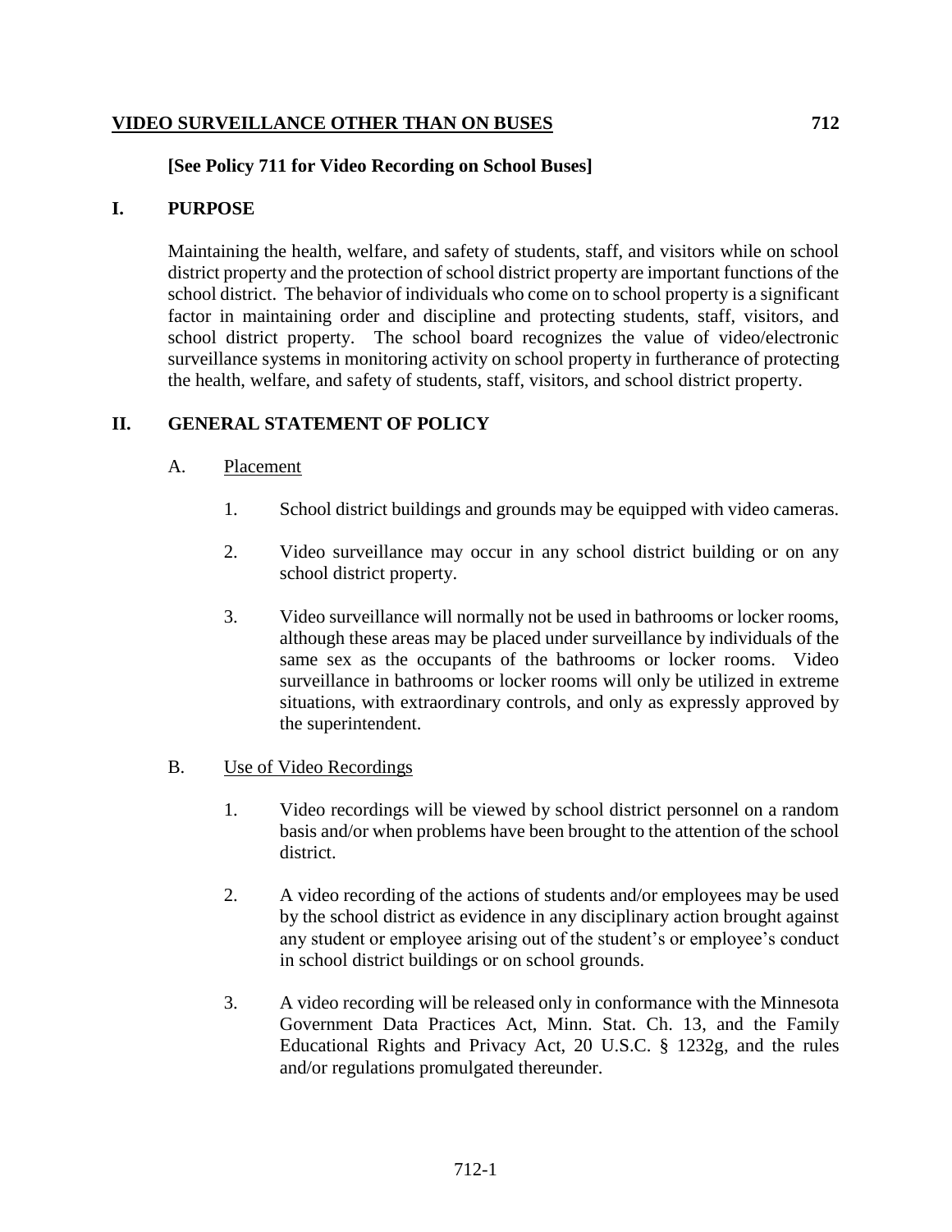# VIDEO SURVEILLANCE OTHER THAN ON BUSES 712

**[See Policy 711 for Video Recording on School Buses]**

## I. PURPOSE

Maintaining the health, welfare, and safety of students, staff, and visitors while on school district property and the protection of school district property are important functions of the school district. The behavior of individuals who come on to school property is a significant factor in maintaining order and discipline and protecting students, staff, visitors, and school district property. The school board recognizes the value of video/electronic surveillance systems in monitoring activity on school property in furtherance of protecting the health, welfare, and safety of students, staff, visitors, and school district property.

## II. GENERAL STATEMENT OF POLICY

### A. Placement

1. School district buildings and grounds may be equipped with video cameras.

2. Video surveillance may occur in any school district building or on any school district property.

3. Video surveillance will normally not be used in bathrooms or locker rooms, although these areas may be placed under surveillance by individuals of the same sex as the occupants of the bathrooms or locker rooms. Video surveillance in bathrooms or locker rooms will only be utilized in extreme situations, with extraordinary controls, and only as expressly approved by the superintendent.

### B. Use of Video Recordings

1. Video recordings will be viewed by school district personnel on a random basis and/or when problems have been brought to the attention of the school district.

2. A video recording of the actions of students and/or employees may be used by the school district as evidence in any disciplinary action brought against any student or employee arising out of the student's or employee's conduct in school district buildings or on school grounds.

3. A video recording will be released only in conformance with the Minnesota Government Data Practices Act, Minn. Stat. Ch. 13, and the Family Educational Rights and Privacy Act, 20 U.S.C. § 1232g, and the rules and/or regulations promulgated thereunder.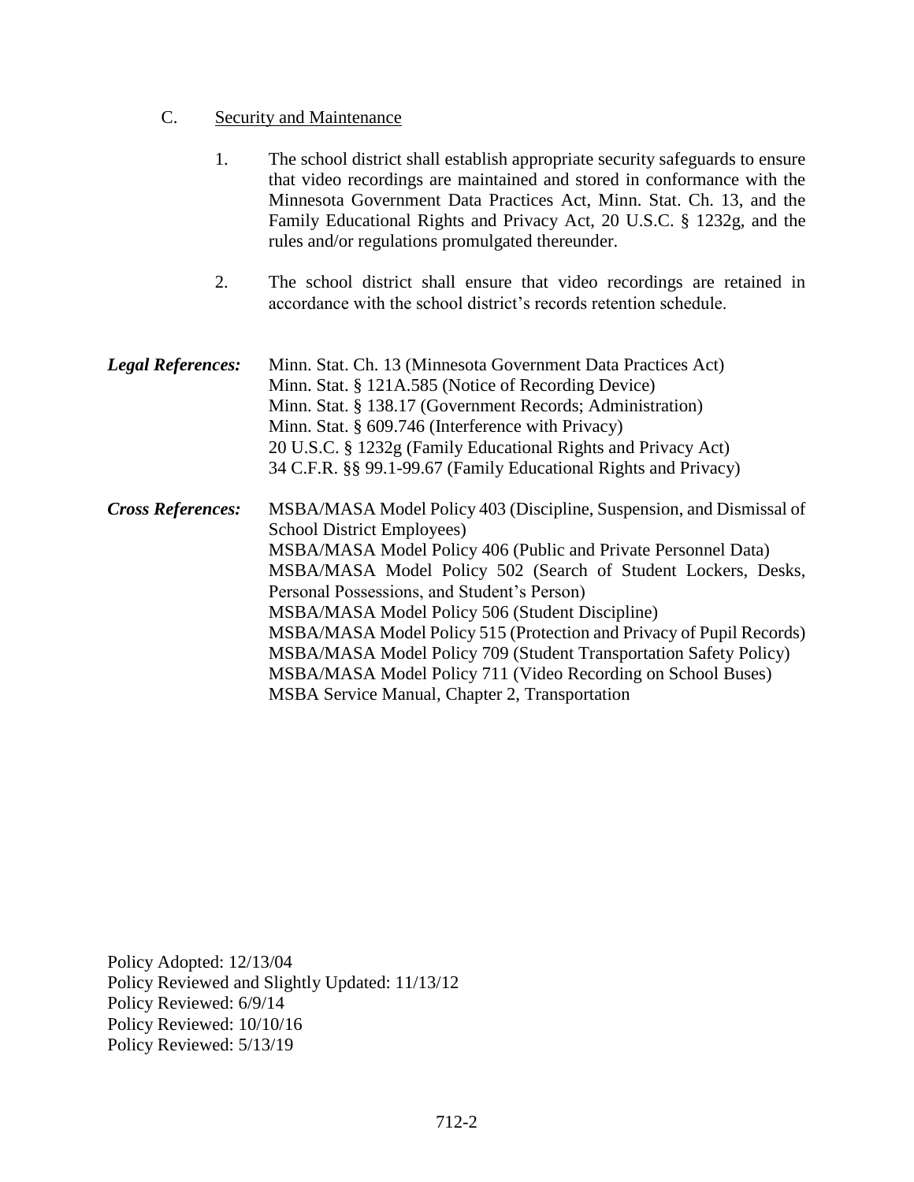C. Security and Maintenance

1. The school district shall establish appropriate security safeguards to ensure that video recordings are maintained and stored in conformance with the Minnesota Government Data Practices Act, Minn. Stat. Ch. 13, and the Family Educational Rights and Privacy Act, 20 U.S.C. § 1232g, and the rules and/or regulations promulgated thereunder.

2. The school district shall ensure that video recordings are retained in accordance with the school district's records retention schedule.

***Legal References:***
Minn. Stat. Ch. 13 (Minnesota Government Data Practices Act)
Minn. Stat. § 121A.585 (Notice of Recording Device)
Minn. Stat. § 138.17 (Government Records; Administration)
Minn. Stat. § 609.746 (Interference with Privacy)
20 U.S.C. § 1232g (Family Educational Rights and Privacy Act)
34 C.F.R. §§ 99.1-99.67 (Family Educational Rights and Privacy)

***Cross References:***
MSBA/MASA Model Policy 403 (Discipline, Suspension, and Dismissal of School District Employees)
MSBA/MASA Model Policy 406 (Public and Private Personnel Data)
MSBA/MASA Model Policy 502 (Search of Student Lockers, Desks, Personal Possessions, and Student's Person)
MSBA/MASA Model Policy 506 (Student Discipline)
MSBA/MASA Model Policy 515 (Protection and Privacy of Pupil Records)
MSBA/MASA Model Policy 709 (Student Transportation Safety Policy)
MSBA/MASA Model Policy 711 (Video Recording on School Buses)
MSBA Service Manual, Chapter 2, Transportation

Policy Adopted: 12/13/04
Policy Reviewed and Slightly Updated: 11/13/12
Policy Reviewed: 6/9/14
Policy Reviewed: 10/10/16
Policy Reviewed: 5/13/19